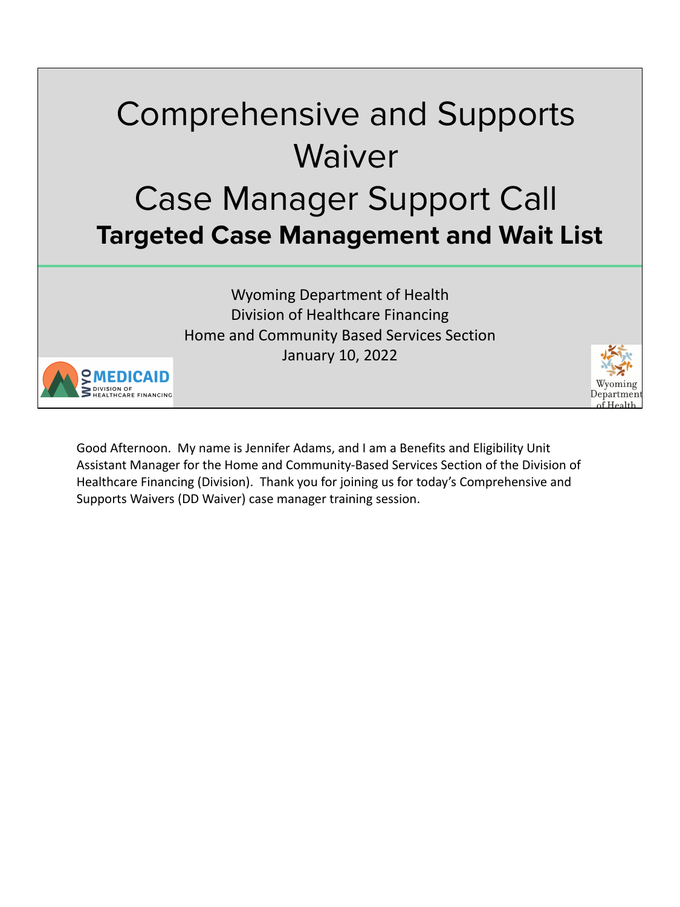# Comprehensive and Supports Waiver

# Case Manager Support Call

## Targeted Case Management and Wait List

Wyoming Department of Health
Division of Healthcare Financing
Home and Community Based Services Section
January 10, 2022

WYO MEDICAID DIVISION OF HEALTHCARE FINANCING

Wyoming Department of Health

Good Afternoon. My name is Jennifer Adams, and I am a Benefits and Eligibility Unit Assistant Manager for the Home and Community-Based Services Section of the Division of Healthcare Financing (Division). Thank you for joining us for today's Comprehensive and Supports Waivers (DD Waiver) case manager training session.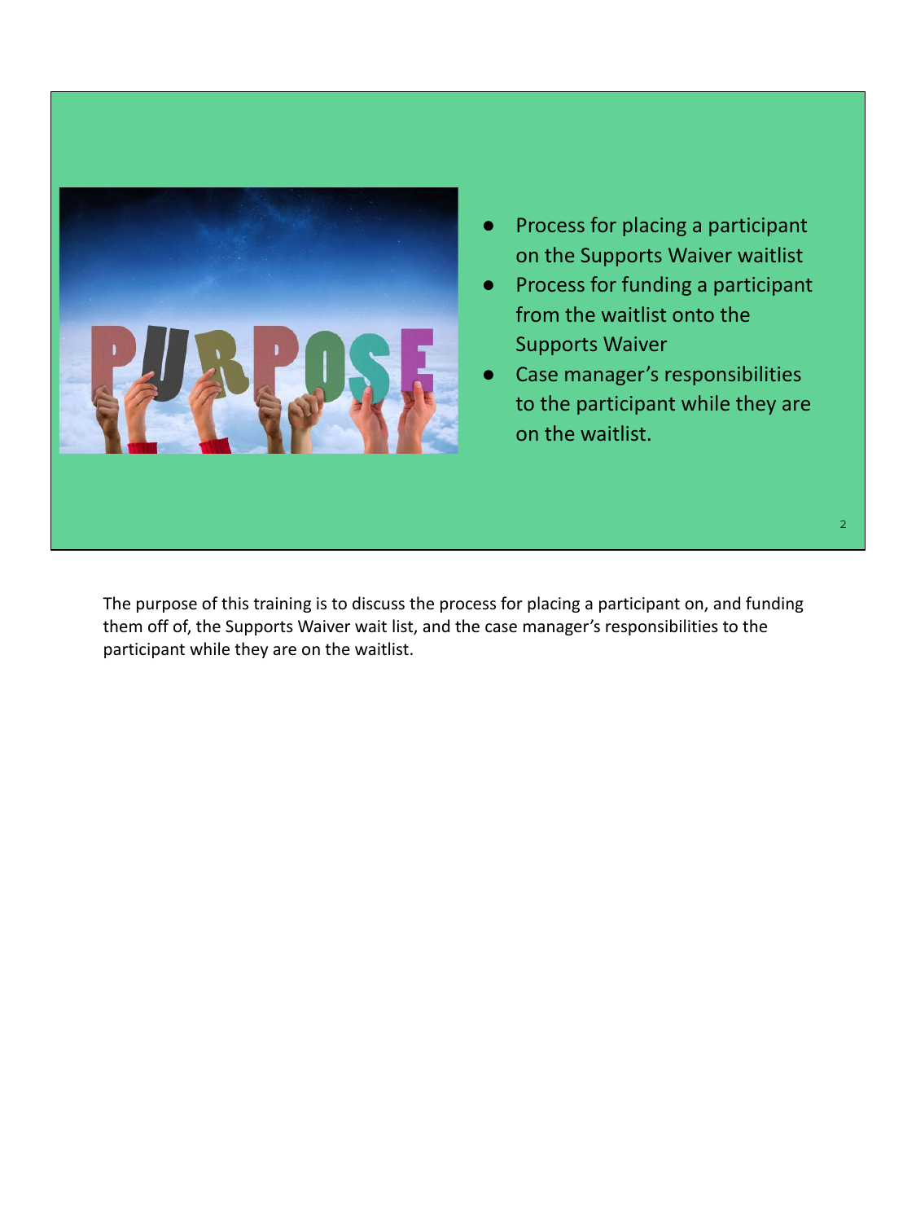- Process for placing a participant on the Supports Waiver waitlist
- Process for funding a participant from the waitlist onto the Supports Waiver
- Case manager's responsibilities to the participant while they are on the waitlist.

The purpose of this training is to discuss the process for placing a participant on, and funding them off of, the Supports Waiver wait list, and the case manager's responsibilities to the participant while they are on the waitlist.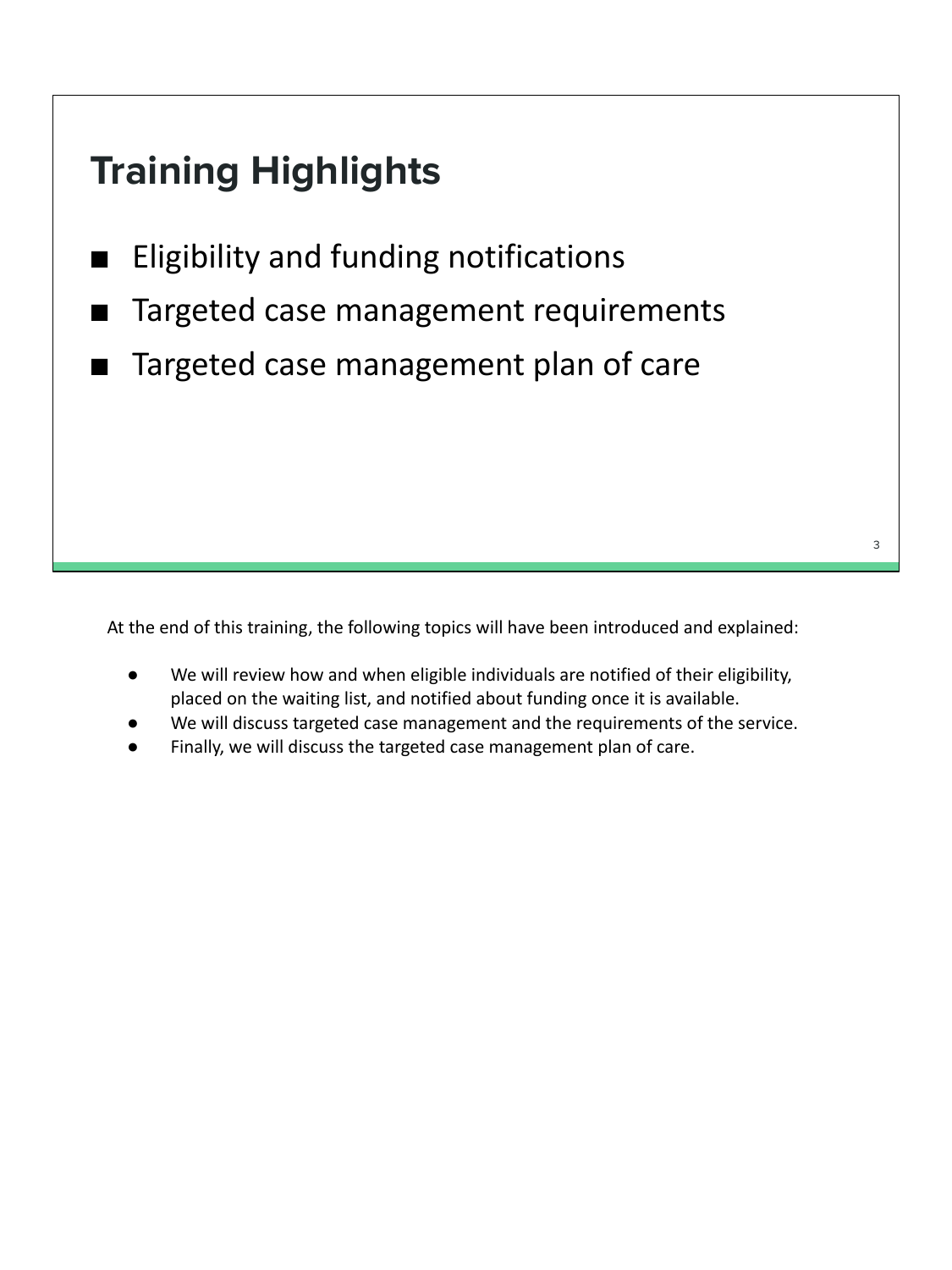## Training Highlights

- Eligibility and funding notifications
- Targeted case management requirements
- Targeted case management plan of care

At the end of this training, the following topics will have been introduced and explained:

- We will review how and when eligible individuals are notified of their eligibility, placed on the waiting list, and notified about funding once it is available.
- We will discuss targeted case management and the requirements of the service.
- Finally, we will discuss the targeted case management plan of care.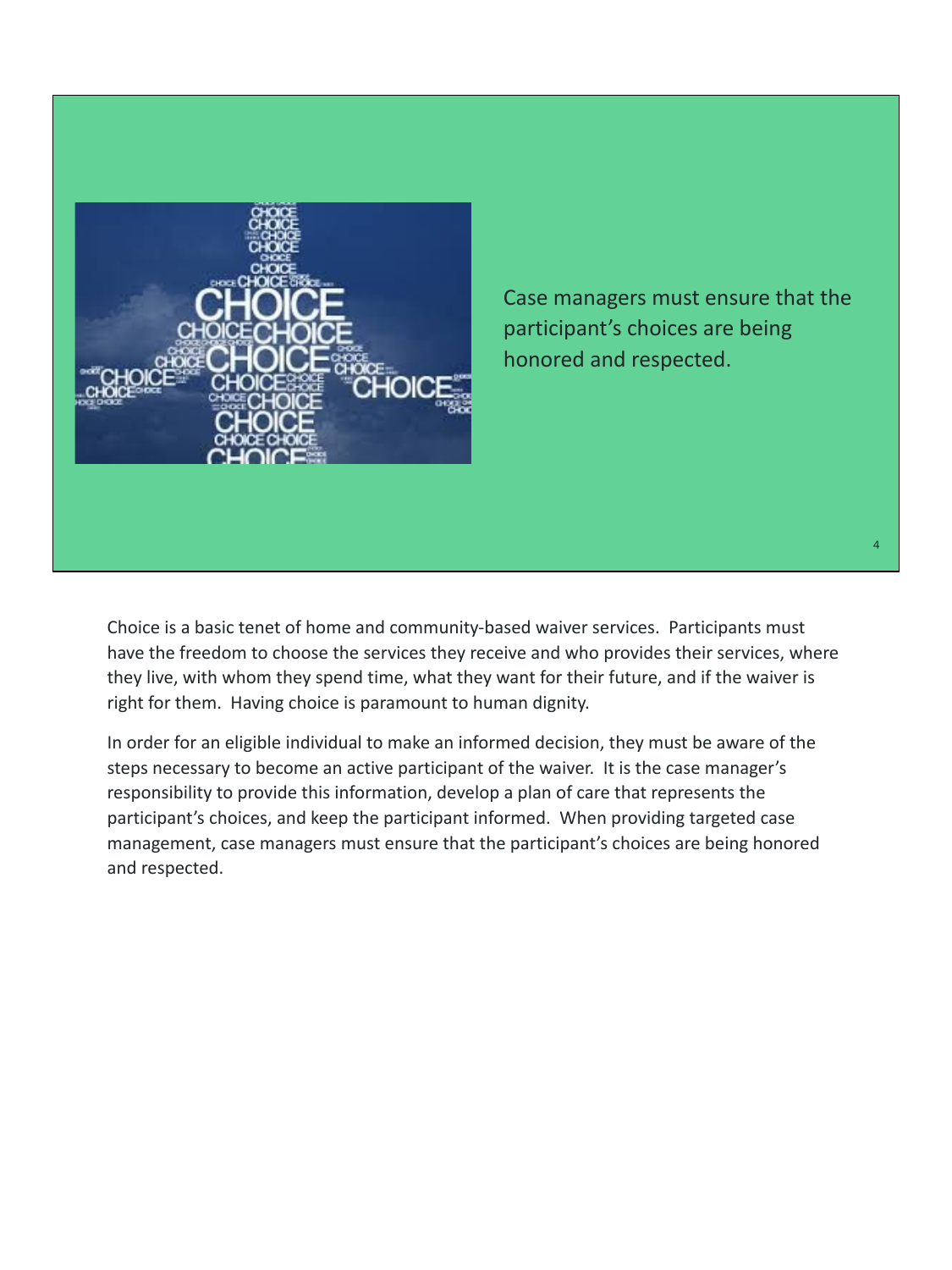Case managers must ensure that the participant's choices are being honored and respected.

Choice is a basic tenet of home and community-based waiver services. Participants must have the freedom to choose the services they receive and who provides their services, where they live, with whom they spend time, what they want for their future, and if the waiver is right for them. Having choice is paramount to human dignity.

In order for an eligible individual to make an informed decision, they must be aware of the steps necessary to become an active participant of the waiver. It is the case manager's responsibility to provide this information, develop a plan of care that represents the participant's choices, and keep the participant informed. When providing targeted case management, case managers must ensure that the participant's choices are being honored and respected.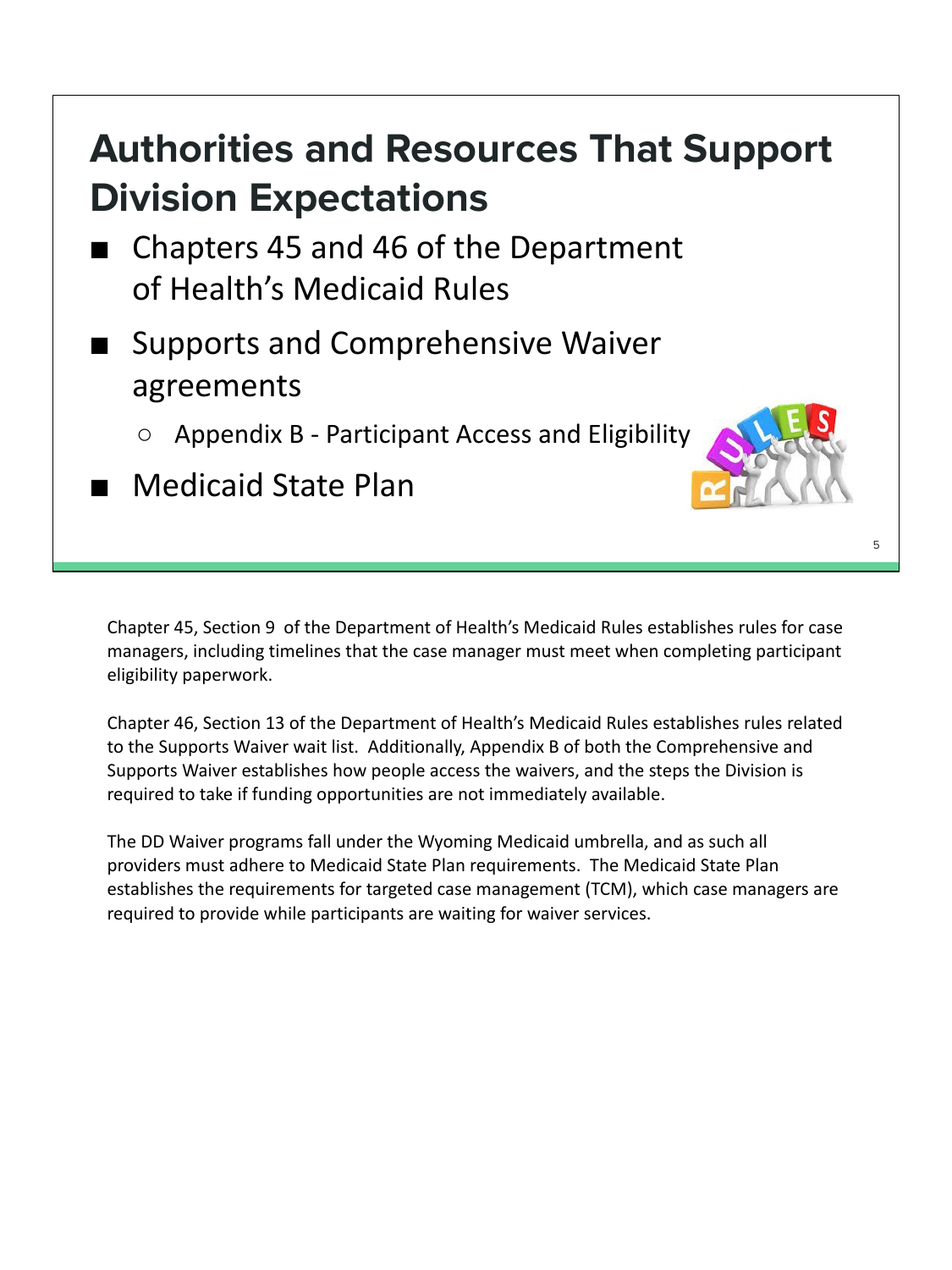# Authorities and Resources That Support Division Expectations

- Chapters 45 and 46 of the Department of Health's Medicaid Rules
- Supports and Comprehensive Waiver agreements
  - Appendix B - Participant Access and Eligibility
- Medicaid State Plan

Chapter 45, Section 9 of the Department of Health's Medicaid Rules establishes rules for case managers, including timelines that the case manager must meet when completing participant eligibility paperwork.

Chapter 46, Section 13 of the Department of Health's Medicaid Rules establishes rules related to the Supports Waiver wait list. Additionally, Appendix B of both the Comprehensive and Supports Waiver establishes how people access the waivers, and the steps the Division is required to take if funding opportunities are not immediately available.

The DD Waiver programs fall under the Wyoming Medicaid umbrella, and as such all providers must adhere to Medicaid State Plan requirements. The Medicaid State Plan establishes the requirements for targeted case management (TCM), which case managers are required to provide while participants are waiting for waiver services.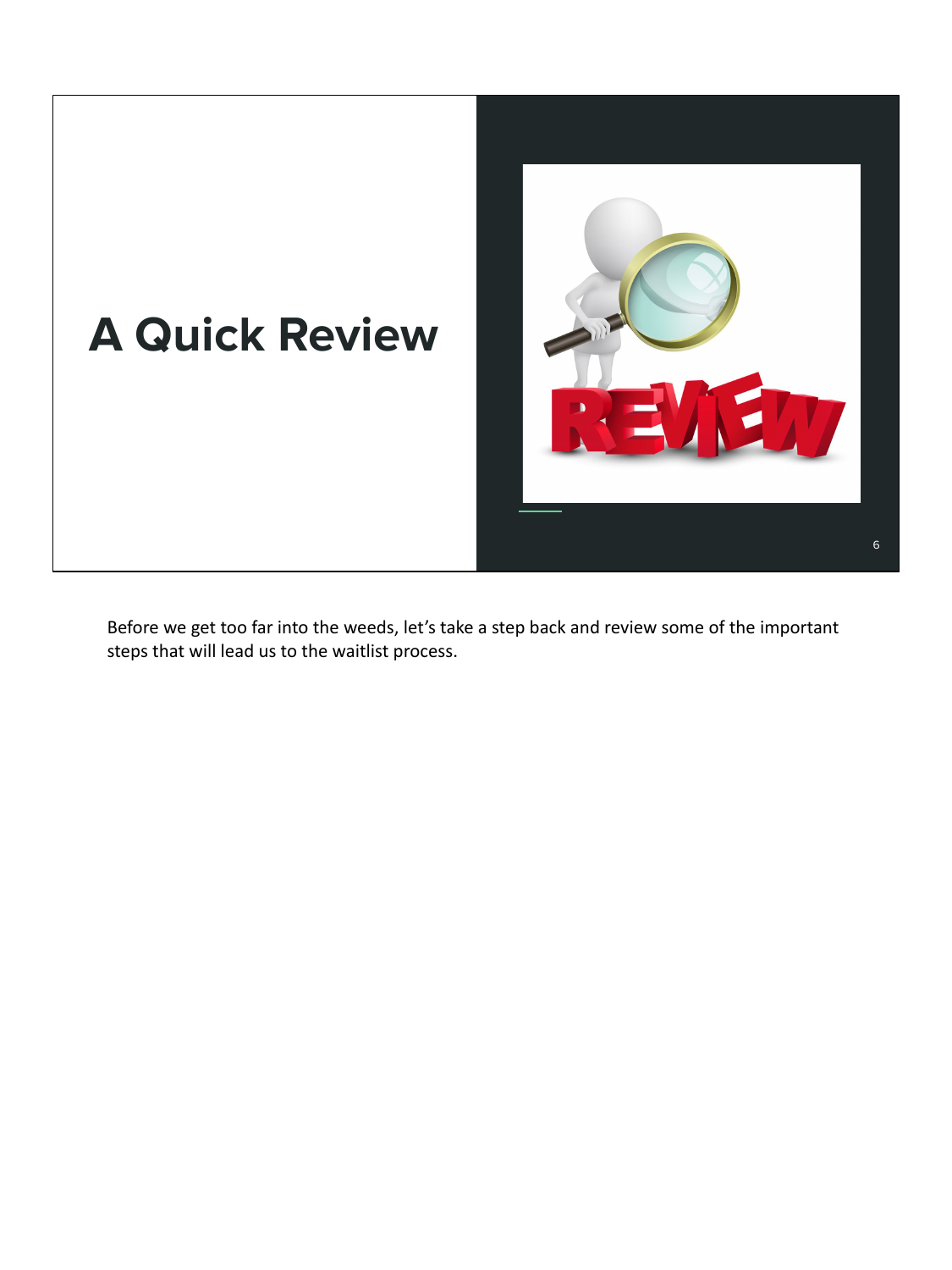# A Quick Review

Before we get too far into the weeds, let's take a step back and review some of the important steps that will lead us to the waitlist process.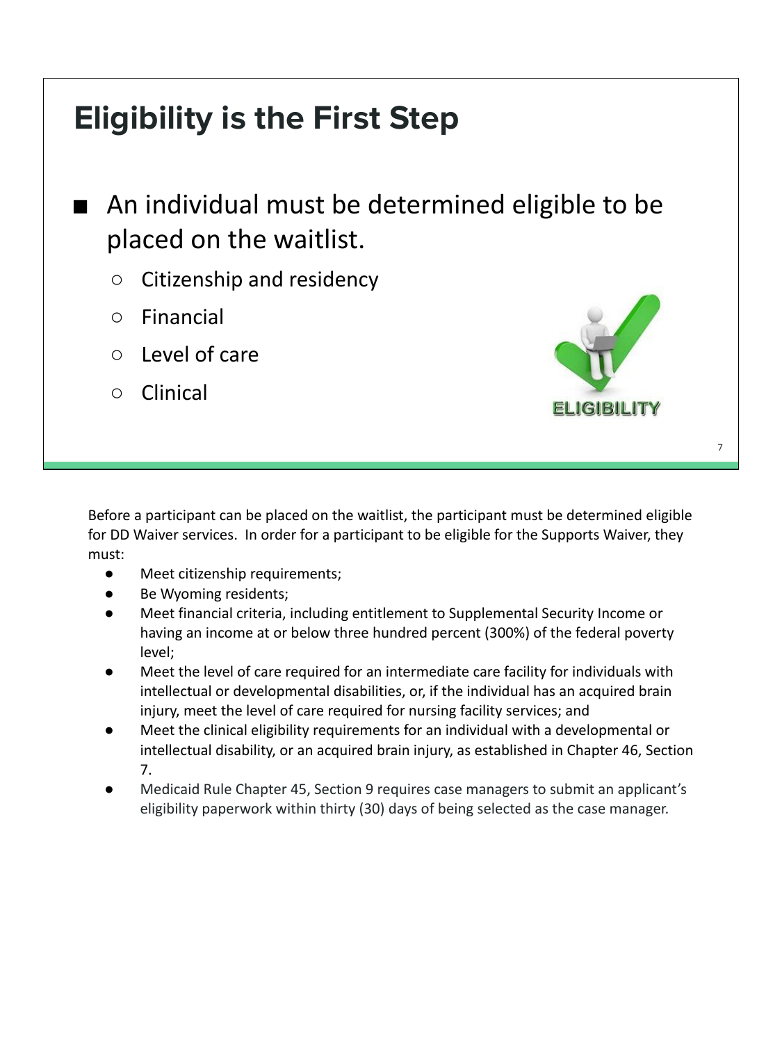## Eligibility is the First Step

- An individual must be determined eligible to be placed on the waitlist.
  - Citizenship and residency
  - Financial
  - Level of care
  - Clinical

ELIGIBILITY

Before a participant can be placed on the waitlist, the participant must be determined eligible for DD Waiver services. In order for a participant to be eligible for the Supports Waiver, they must:

- Meet citizenship requirements;
- Be Wyoming residents;
- Meet financial criteria, including entitlement to Supplemental Security Income or having an income at or below three hundred percent (300%) of the federal poverty level;
- Meet the level of care required for an intermediate care facility for individuals with intellectual or developmental disabilities, or, if the individual has an acquired brain injury, meet the level of care required for nursing facility services; and
- Meet the clinical eligibility requirements for an individual with a developmental or intellectual disability, or an acquired brain injury, as established in Chapter 46, Section 7.
- Medicaid Rule Chapter 45, Section 9 requires case managers to submit an applicant's eligibility paperwork within thirty (30) days of being selected as the case manager.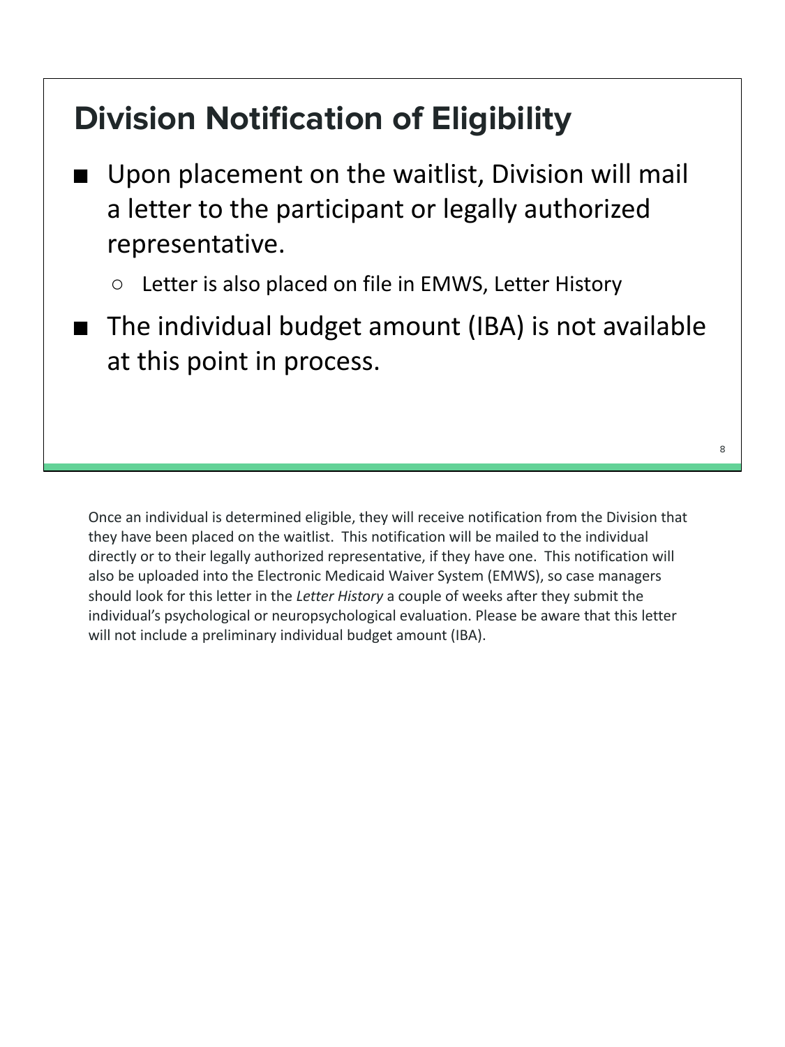## Division Notification of Eligibility

- Upon placement on the waitlist, Division will mail a letter to the participant or legally authorized representative.
  - Letter is also placed on file in EMWS, Letter History
- The individual budget amount (IBA) is not available at this point in process.

Once an individual is determined eligible, they will receive notification from the Division that they have been placed on the waitlist. This notification will be mailed to the individual directly or to their legally authorized representative, if they have one. This notification will also be uploaded into the Electronic Medicaid Waiver System (EMWS), so case managers should look for this letter in the *Letter History* a couple of weeks after they submit the individual's psychological or neuropsychological evaluation. Please be aware that this letter will not include a preliminary individual budget amount (IBA).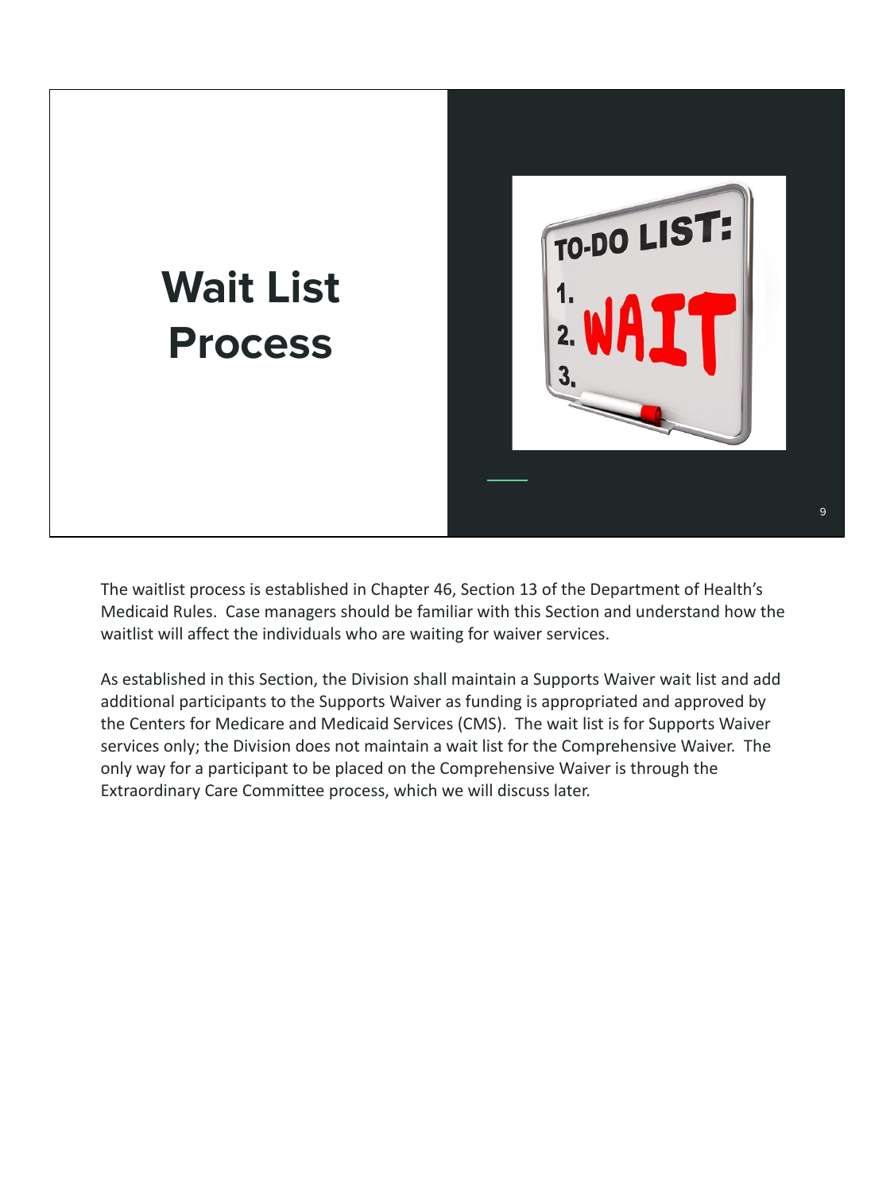# Wait List Process

The waitlist process is established in Chapter 46, Section 13 of the Department of Health's Medicaid Rules. Case managers should be familiar with this Section and understand how the waitlist will affect the individuals who are waiting for waiver services.

As established in this Section, the Division shall maintain a Supports Waiver wait list and add additional participants to the Supports Waiver as funding is appropriated and approved by the Centers for Medicare and Medicaid Services (CMS). The wait list is for Supports Waiver services only; the Division does not maintain a wait list for the Comprehensive Waiver. The only way for a participant to be placed on the Comprehensive Waiver is through the Extraordinary Care Committee process, which we will discuss later.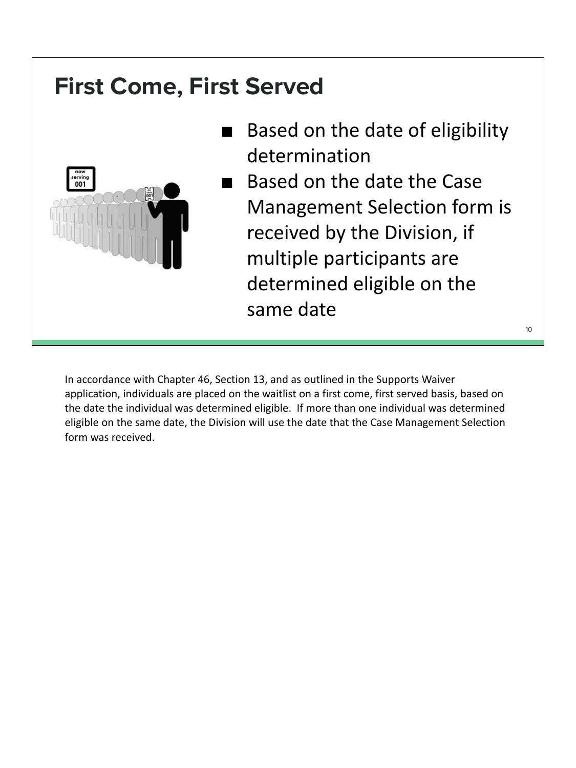## First Come, First Served

- Based on the date of eligibility determination
- Based on the date the Case Management Selection form is received by the Division, if multiple participants are determined eligible on the same date

In accordance with Chapter 46, Section 13, and as outlined in the Supports Waiver application, individuals are placed on the waitlist on a first come, first served basis, based on the date the individual was determined eligible. If more than one individual was determined eligible on the same date, the Division will use the date that the Case Management Selection form was received.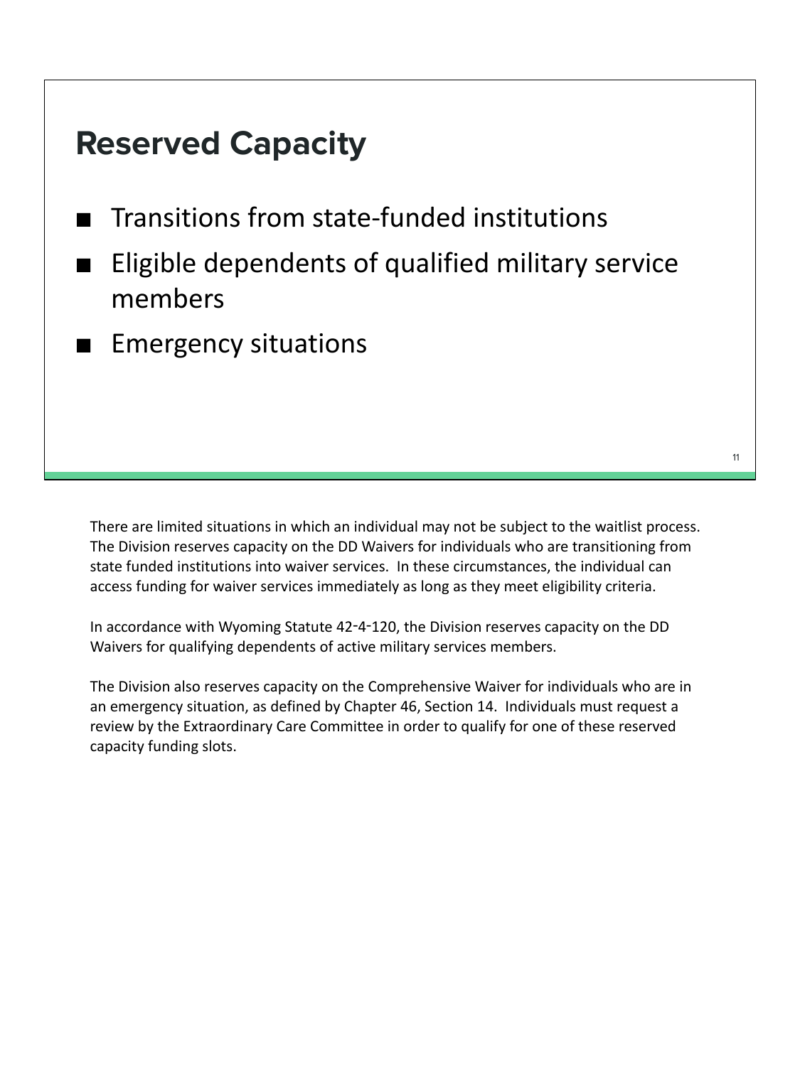## Reserved Capacity

- Transitions from state-funded institutions
- Eligible dependents of qualified military service members
- Emergency situations

There are limited situations in which an individual may not be subject to the waitlist process. The Division reserves capacity on the DD Waivers for individuals who are transitioning from state funded institutions into waiver services. In these circumstances, the individual can access funding for waiver services immediately as long as they meet eligibility criteria.

In accordance with Wyoming Statute 42-4-120, the Division reserves capacity on the DD Waivers for qualifying dependents of active military services members.

The Division also reserves capacity on the Comprehensive Waiver for individuals who are in an emergency situation, as defined by Chapter 46, Section 14. Individuals must request a review by the Extraordinary Care Committee in order to qualify for one of these reserved capacity funding slots.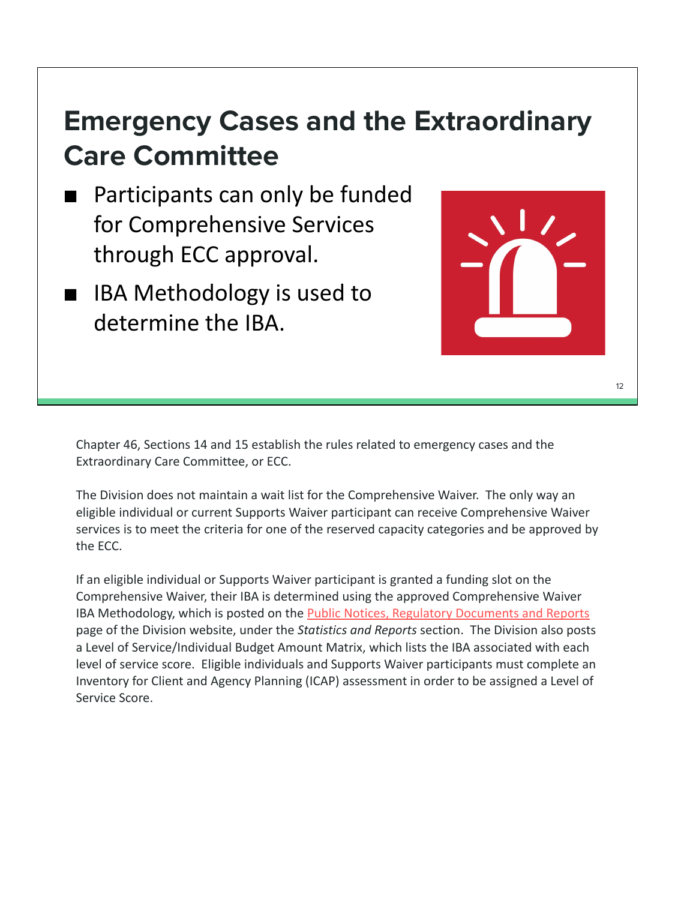# Emergency Cases and the Extraordinary Care Committee

- Participants can only be funded for Comprehensive Services through ECC approval.
- IBA Methodology is used to determine the IBA.

Chapter 46, Sections 14 and 15 establish the rules related to emergency cases and the Extraordinary Care Committee, or ECC.

The Division does not maintain a wait list for the Comprehensive Waiver. The only way an eligible individual or current Supports Waiver participant can receive Comprehensive Waiver services is to meet the criteria for one of the reserved capacity categories and be approved by the ECC.

If an eligible individual or Supports Waiver participant is granted a funding slot on the Comprehensive Waiver, their IBA is determined using the approved Comprehensive Waiver IBA Methodology, which is posted on the Public Notices, Regulatory Documents and Reports page of the Division website, under the *Statistics and Reports* section. The Division also posts a Level of Service/Individual Budget Amount Matrix, which lists the IBA associated with each level of service score. Eligible individuals and Supports Waiver participants must complete an Inventory for Client and Agency Planning (ICAP) assessment in order to be assigned a Level of Service Score.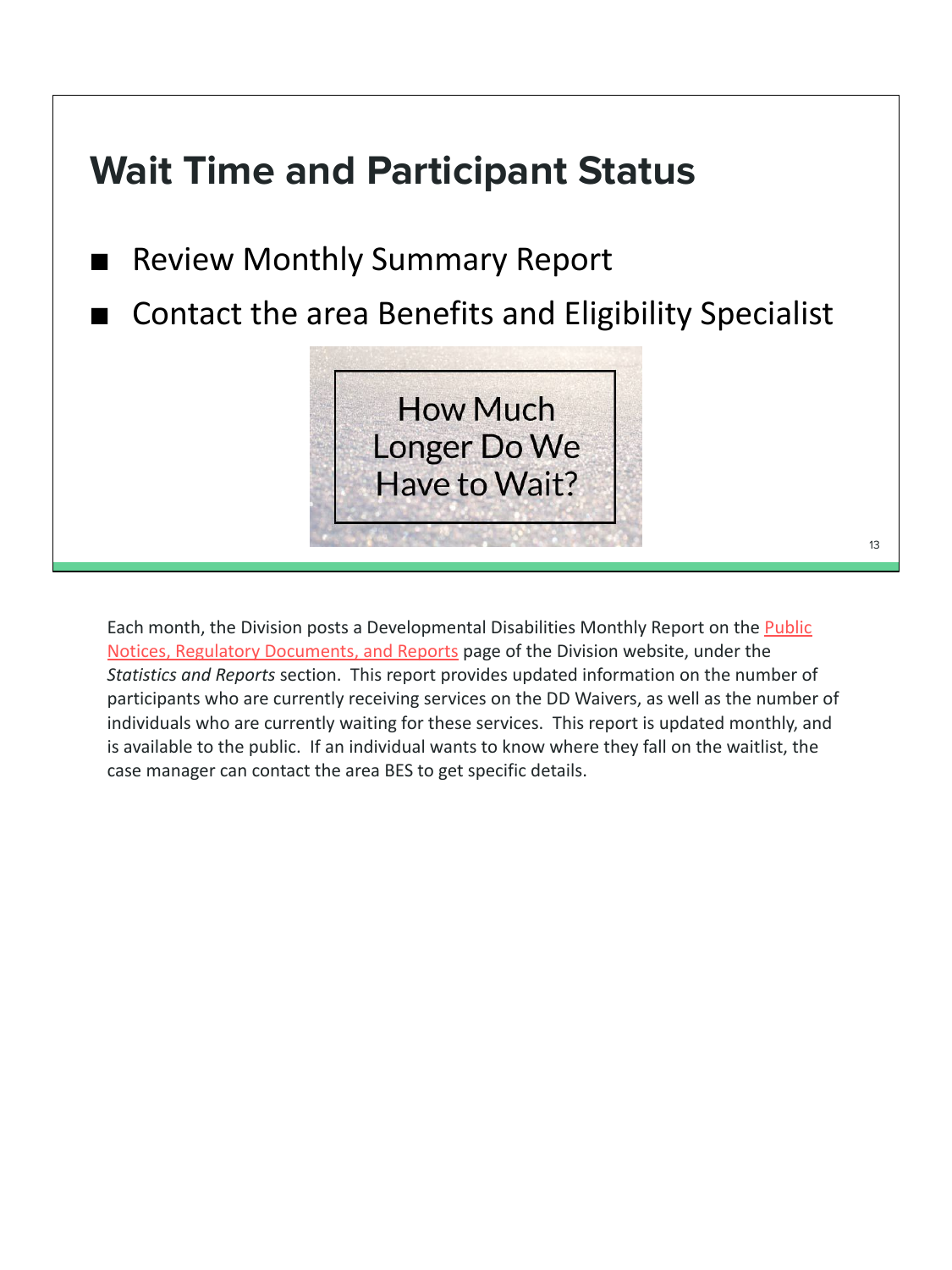# Wait Time and Participant Status

- Review Monthly Summary Report
- Contact the area Benefits and Eligibility Specialist

How Much Longer Do We Have to Wait?

Each month, the Division posts a Developmental Disabilities Monthly Report on the Public Notices, Regulatory Documents, and Reports page of the Division website, under the *Statistics and Reports* section. This report provides updated information on the number of participants who are currently receiving services on the DD Waivers, as well as the number of individuals who are currently waiting for these services. This report is updated monthly, and is available to the public. If an individual wants to know where they fall on the waitlist, the case manager can contact the area BES to get specific details.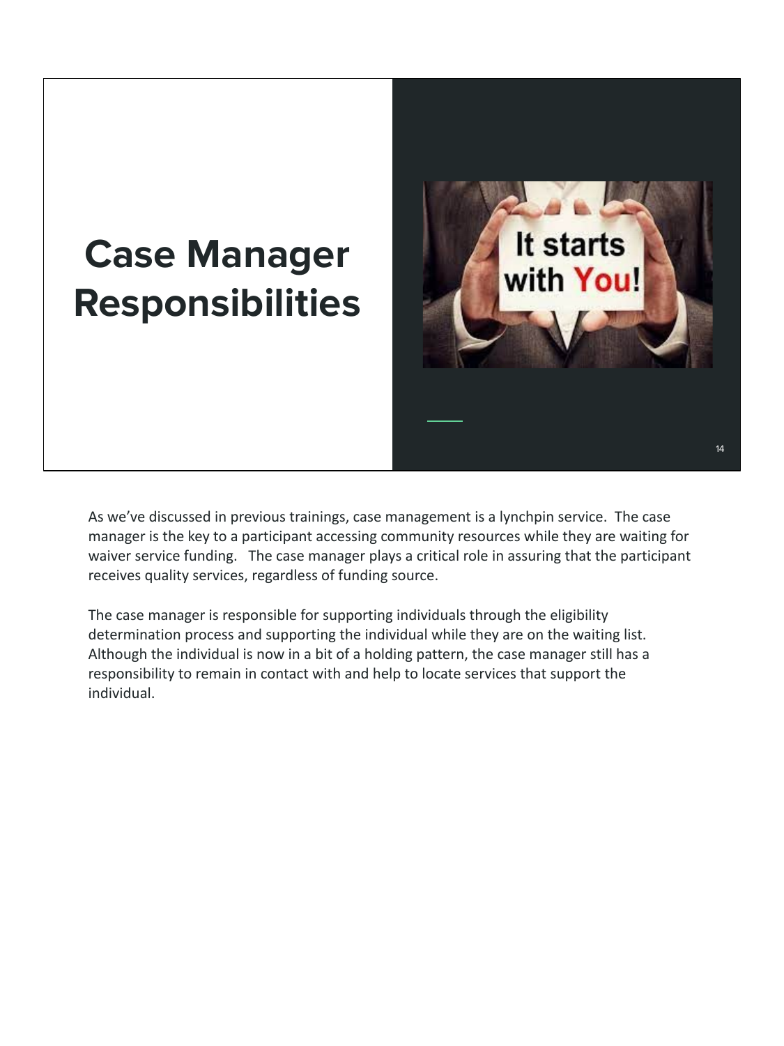# Case Manager Responsibilities

It starts with You!

As we've discussed in previous trainings, case management is a lynchpin service. The case manager is the key to a participant accessing community resources while they are waiting for waiver service funding. The case manager plays a critical role in assuring that the participant receives quality services, regardless of funding source.

The case manager is responsible for supporting individuals through the eligibility determination process and supporting the individual while they are on the waiting list. Although the individual is now in a bit of a holding pattern, the case manager still has a responsibility to remain in contact with and help to locate services that support the individual.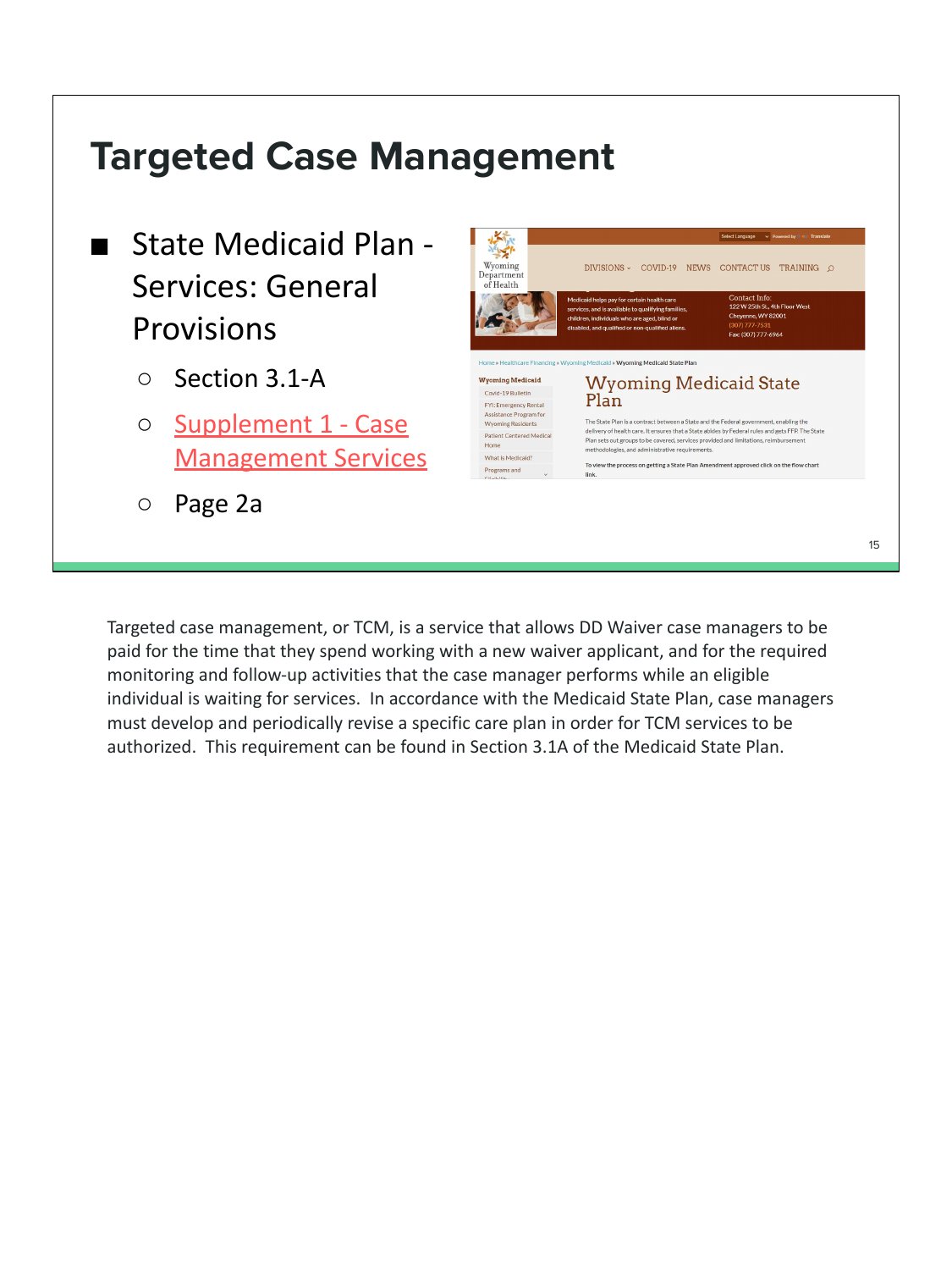# Targeted Case Management

- State Medicaid Plan - Services: General Provisions
  - Section 3.1-A
  - Supplement 1 - Case Management Services
  - Page 2a

Targeted case management, or TCM, is a service that allows DD Waiver case managers to be paid for the time that they spend working with a new waiver applicant, and for the required monitoring and follow-up activities that the case manager performs while an eligible individual is waiting for services. In accordance with the Medicaid State Plan, case managers must develop and periodically revise a specific care plan in order for TCM services to be authorized. This requirement can be found in Section 3.1A of the Medicaid State Plan.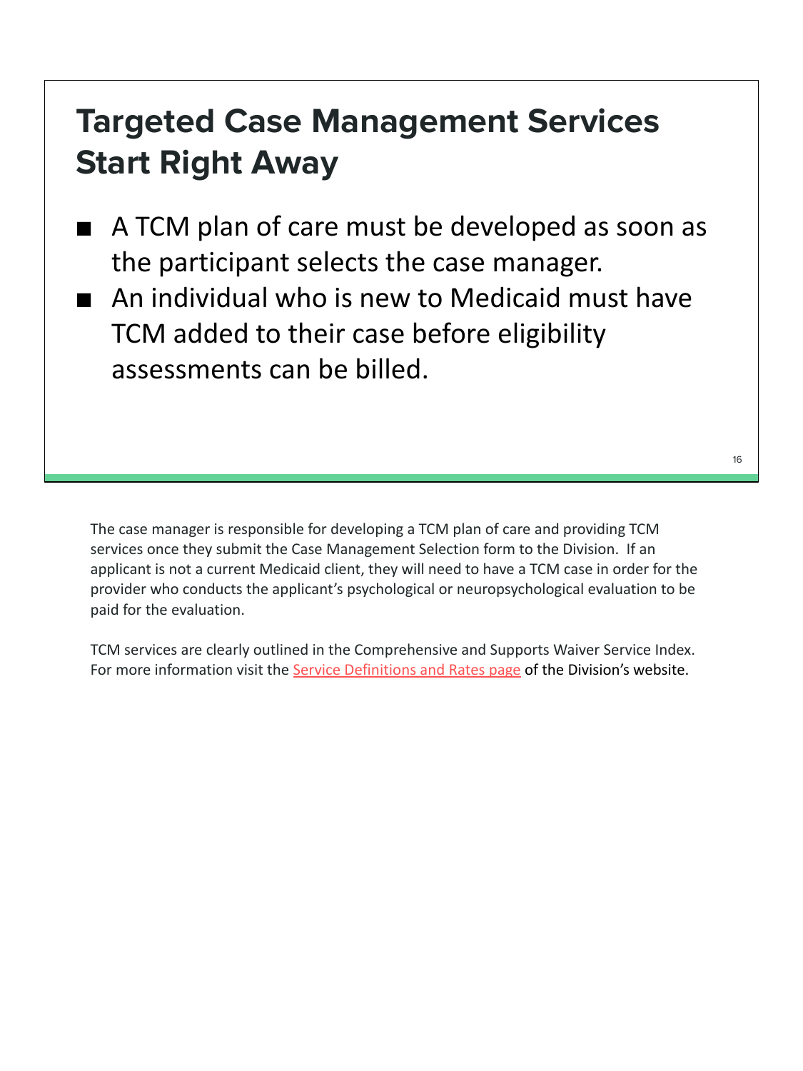# Targeted Case Management Services Start Right Away

- A TCM plan of care must be developed as soon as the participant selects the case manager.
- An individual who is new to Medicaid must have TCM added to their case before eligibility assessments can be billed.

The case manager is responsible for developing a TCM plan of care and providing TCM services once they submit the Case Management Selection form to the Division. If an applicant is not a current Medicaid client, they will need to have a TCM case in order for the provider who conducts the applicant's psychological or neuropsychological evaluation to be paid for the evaluation.

TCM services are clearly outlined in the Comprehensive and Supports Waiver Service Index. For more information visit the Service Definitions and Rates page of the Division's website.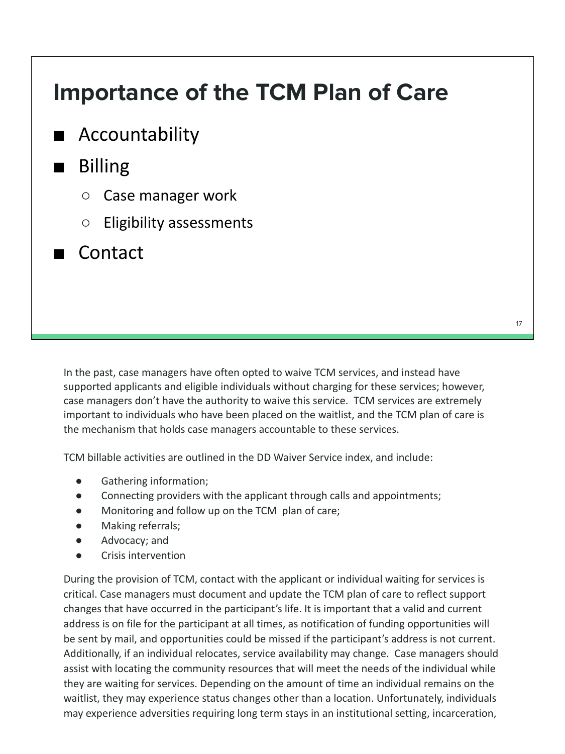# Importance of the TCM Plan of Care

- Accountability
- Billing
  - Case manager work
  - Eligibility assessments
- Contact

In the past, case managers have often opted to waive TCM services, and instead have supported applicants and eligible individuals without charging for these services; however, case managers don't have the authority to waive this service. TCM services are extremely important to individuals who have been placed on the waitlist, and the TCM plan of care is the mechanism that holds case managers accountable to these services.

TCM billable activities are outlined in the DD Waiver Service index, and include:

- Gathering information;
- Connecting providers with the applicant through calls and appointments;
- Monitoring and follow up on the TCM plan of care;
- Making referrals;
- Advocacy; and
- Crisis intervention

During the provision of TCM, contact with the applicant or individual waiting for services is critical. Case managers must document and update the TCM plan of care to reflect support changes that have occurred in the participant's life. It is important that a valid and current address is on file for the participant at all times, as notification of funding opportunities will be sent by mail, and opportunities could be missed if the participant's address is not current. Additionally, if an individual relocates, service availability may change. Case managers should assist with locating the community resources that will meet the needs of the individual while they are waiting for services. Depending on the amount of time an individual remains on the waitlist, they may experience status changes other than a location. Unfortunately, individuals may experience adversities requiring long term stays in an institutional setting, incarceration,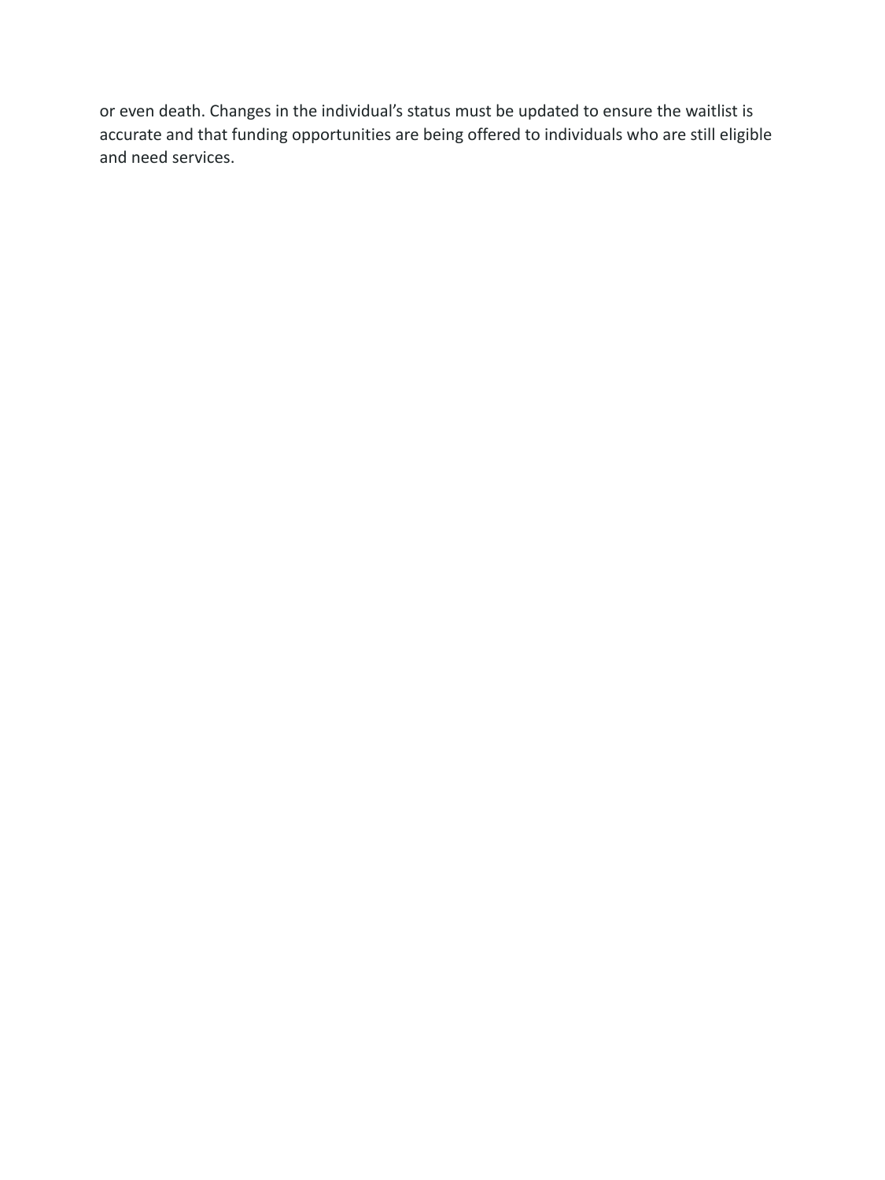or even death. Changes in the individual's status must be updated to ensure the waitlist is accurate and that funding opportunities are being offered to individuals who are still eligible and need services.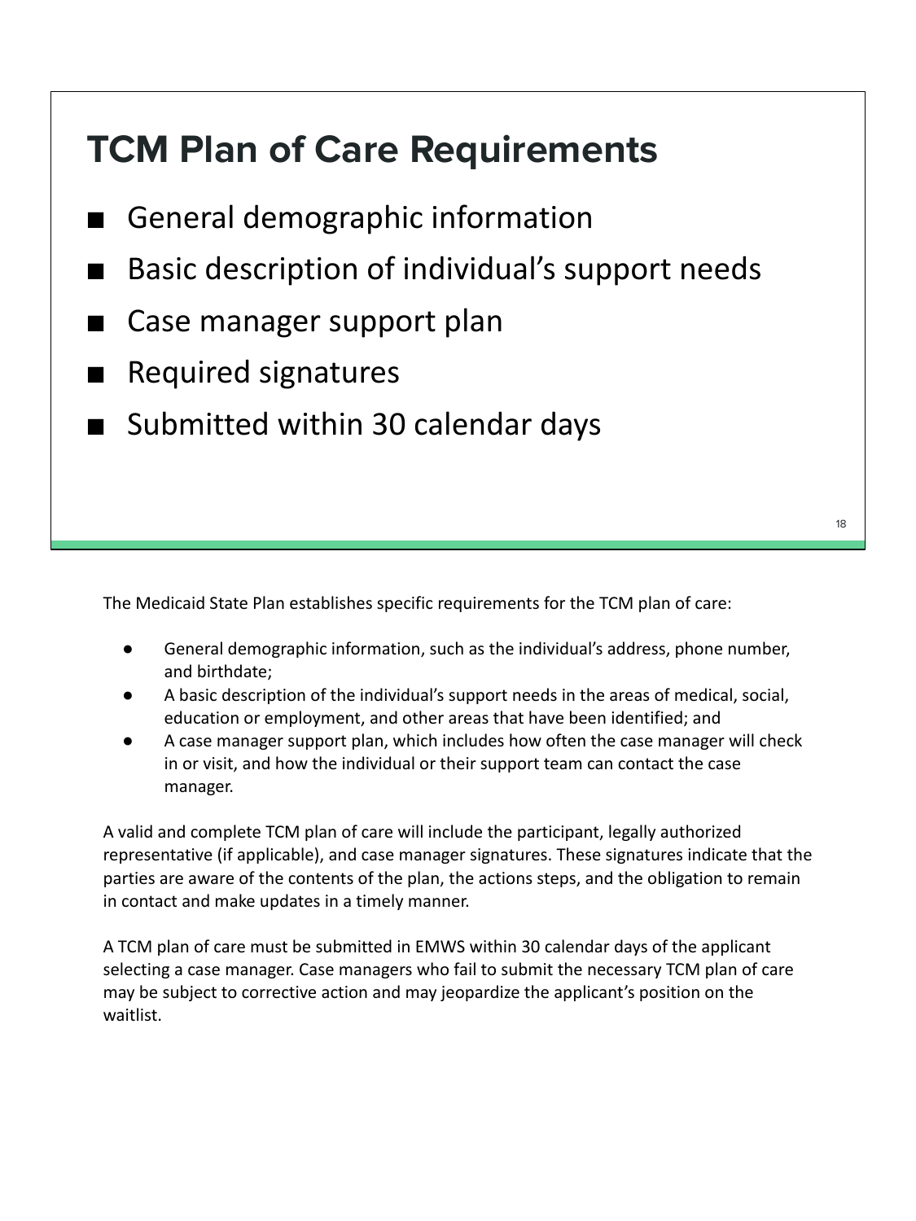# TCM Plan of Care Requirements

- General demographic information
- Basic description of individual's support needs
- Case manager support plan
- Required signatures
- Submitted within 30 calendar days

The Medicaid State Plan establishes specific requirements for the TCM plan of care:

- General demographic information, such as the individual's address, phone number, and birthdate;
- A basic description of the individual's support needs in the areas of medical, social, education or employment, and other areas that have been identified; and
- A case manager support plan, which includes how often the case manager will check in or visit, and how the individual or their support team can contact the case manager.

A valid and complete TCM plan of care will include the participant, legally authorized representative (if applicable), and case manager signatures. These signatures indicate that the parties are aware of the contents of the plan, the actions steps, and the obligation to remain in contact and make updates in a timely manner.

A TCM plan of care must be submitted in EMWS within 30 calendar days of the applicant selecting a case manager. Case managers who fail to submit the necessary TCM plan of care may be subject to corrective action and may jeopardize the applicant's position on the waitlist.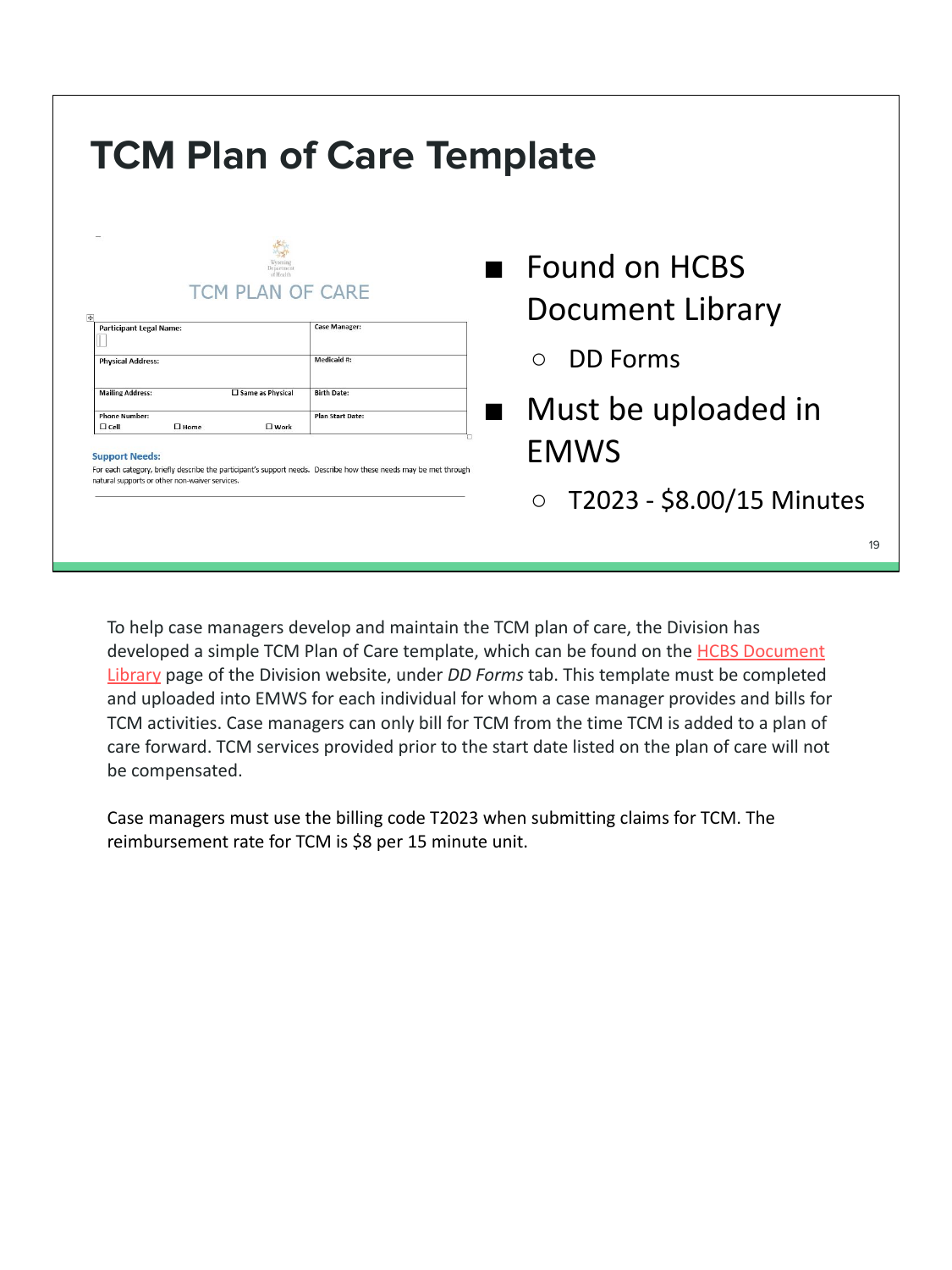# TCM Plan of Care Template

TCM PLAN OF CARE

| Participant Legal Name: | | Case Manager: |
|---|---|---|
| Physical Address: | | Medicaid #: |
| Mailing Address: | ☐ Same as Physical | Birth Date: |
| Phone Number: ☐ Cell ☐ Home ☐ Work | | Plan Start Date: |

**Support Needs:**
For each category, briefly describe the participant's support needs. Describe how these needs may be met through natural supports or other non-waiver services.

- Found on HCBS Document Library
  - DD Forms
- Must be uploaded in EMWS
  - T2023 - $8.00/15 Minutes

To help case managers develop and maintain the TCM plan of care, the Division has developed a simple TCM Plan of Care template, which can be found on the HCBS Document Library page of the Division website, under *DD Forms* tab. This template must be completed and uploaded into EMWS for each individual for whom a case manager provides and bills for TCM activities. Case managers can only bill for TCM from the time TCM is added to a plan of care forward. TCM services provided prior to the start date listed on the plan of care will not be compensated.

Case managers must use the billing code T2023 when submitting claims for TCM. The reimbursement rate for TCM is $8 per 15 minute unit.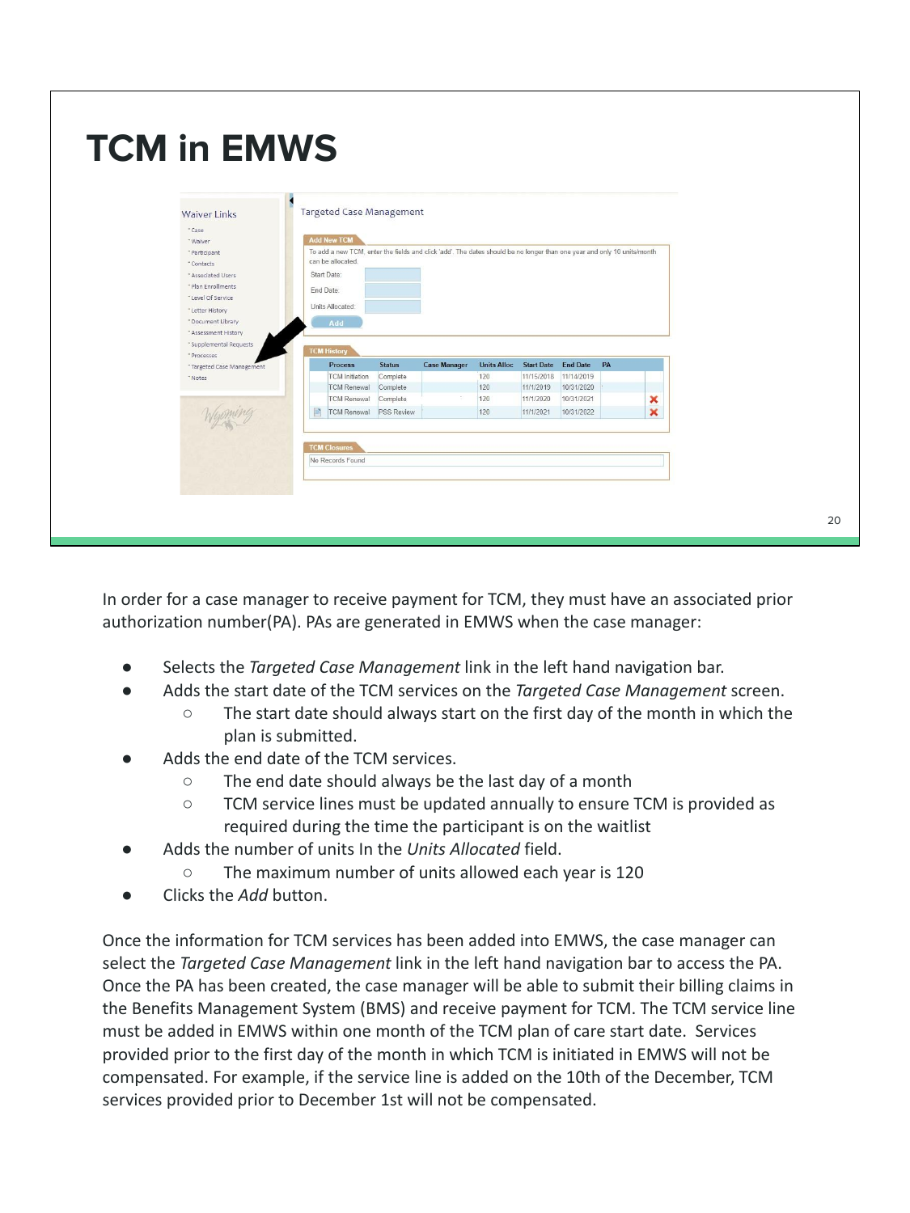# TCM in EMWS

Waiver Links

- Case
- Waiver
- Participant
- Contacts
- Associated Users
- Plan Enrollments
- Level Of Service
- Letter History
- Document Library
- Assessment History
- Supplemental Requests
- Processes
- Targeted Case Management
- Notes

Targeted Case Management

**Add New TCM**

To add a new TCM, enter the fields and click 'add'. The dates should be no longer than one year and only 10 units/month can be allocated.

Start Date:

End Date:

Units Allocated:

Add

**TCM History**

| | Process | Status | Case Manager | Units Alloc | Start Date | End Date | PA | |
|---|---|---|---|---|---|---|---|---|
| | TCM Initiation | Complete | | 120 | 11/15/2018 | 11/14/2019 | | |
| | TCM Renewal | Complete | | 120 | 11/1/2019 | 10/31/2020 | | |
| | TCM Renewal | Complete | | 120 | 11/1/2020 | 10/31/2021 | | ✖ |
| | TCM Renewal | PSS Review | | 120 | 11/1/2021 | 10/31/2022 | | ✖ |

**TCM Closures**

No Records Found

In order for a case manager to receive payment for TCM, they must have an associated prior authorization number(PA). PAs are generated in EMWS when the case manager:

- Selects the *Targeted Case Management* link in the left hand navigation bar.
- Adds the start date of the TCM services on the *Targeted Case Management* screen.
    - The start date should always start on the first day of the month in which the plan is submitted.
- Adds the end date of the TCM services.
    - The end date should always be the last day of a month
    - TCM service lines must be updated annually to ensure TCM is provided as required during the time the participant is on the waitlist
- Adds the number of units In the *Units Allocated* field.
    - The maximum number of units allowed each year is 120
- Clicks the *Add* button.

Once the information for TCM services has been added into EMWS, the case manager can select the *Targeted Case Management* link in the left hand navigation bar to access the PA. Once the PA has been created, the case manager will be able to submit their billing claims in the Benefits Management System (BMS) and receive payment for TCM. The TCM service line must be added in EMWS within one month of the TCM plan of care start date. Services provided prior to the first day of the month in which TCM is initiated in EMWS will not be compensated. For example, if the service line is added on the 10th of the December, TCM services provided prior to December 1st will not be compensated.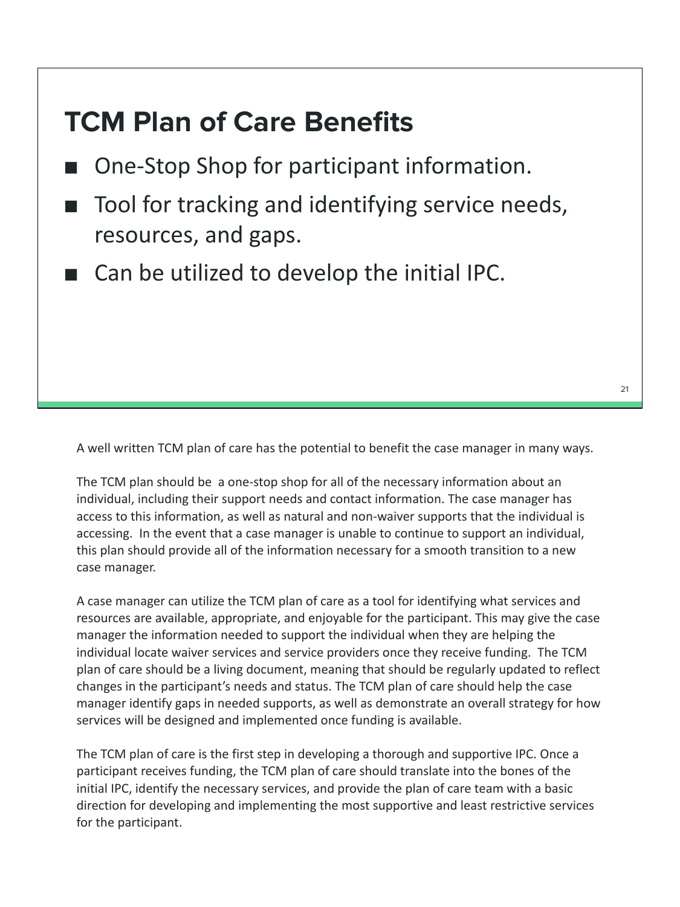# TCM Plan of Care Benefits

- One-Stop Shop for participant information.
- Tool for tracking and identifying service needs, resources, and gaps.
- Can be utilized to develop the initial IPC.

A well written TCM plan of care has the potential to benefit the case manager in many ways.

The TCM plan should be  a one-stop shop for all of the necessary information about an individual, including their support needs and contact information. The case manager has access to this information, as well as natural and non-waiver supports that the individual is accessing.  In the event that a case manager is unable to continue to support an individual, this plan should provide all of the information necessary for a smooth transition to a new case manager.

A case manager can utilize the TCM plan of care as a tool for identifying what services and resources are available, appropriate, and enjoyable for the participant. This may give the case manager the information needed to support the individual when they are helping the individual locate waiver services and service providers once they receive funding.  The TCM plan of care should be a living document, meaning that should be regularly updated to reflect changes in the participant's needs and status. The TCM plan of care should help the case manager identify gaps in needed supports, as well as demonstrate an overall strategy for how services will be designed and implemented once funding is available.

The TCM plan of care is the first step in developing a thorough and supportive IPC. Once a participant receives funding, the TCM plan of care should translate into the bones of the initial IPC, identify the necessary services, and provide the plan of care team with a basic direction for developing and implementing the most supportive and least restrictive services for the participant.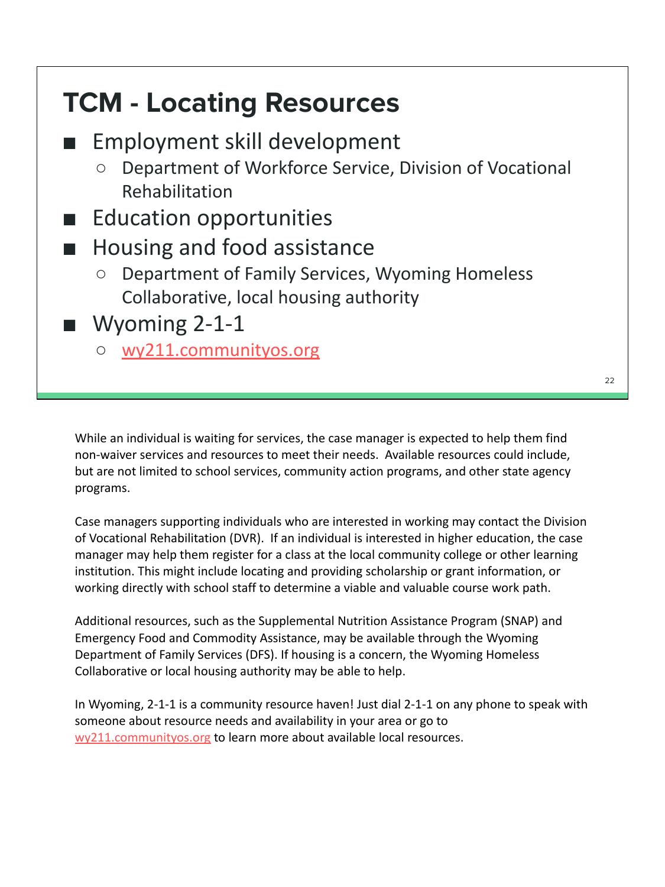## TCM - Locating Resources

- Employment skill development
  - Department of Workforce Service, Division of Vocational Rehabilitation
- Education opportunities
- Housing and food assistance
  - Department of Family Services, Wyoming Homeless Collaborative, local housing authority
- Wyoming 2-1-1
  - [wy211.communityos.org](wy211.communityos.org)

While an individual is waiting for services, the case manager is expected to help them find non-waiver services and resources to meet their needs. Available resources could include, but are not limited to school services, community action programs, and other state agency programs.

Case managers supporting individuals who are interested in working may contact the Division of Vocational Rehabilitation (DVR). If an individual is interested in higher education, the case manager may help them register for a class at the local community college or other learning institution. This might include locating and providing scholarship or grant information, or working directly with school staff to determine a viable and valuable course work path.

Additional resources, such as the Supplemental Nutrition Assistance Program (SNAP) and Emergency Food and Commodity Assistance, may be available through the Wyoming Department of Family Services (DFS). If housing is a concern, the Wyoming Homeless Collaborative or local housing authority may be able to help.

In Wyoming, 2-1-1 is a community resource haven! Just dial 2-1-1 on any phone to speak with someone about resource needs and availability in your area or go to [wy211.communityos.org](wy211.communityos.org) to learn more about available local resources.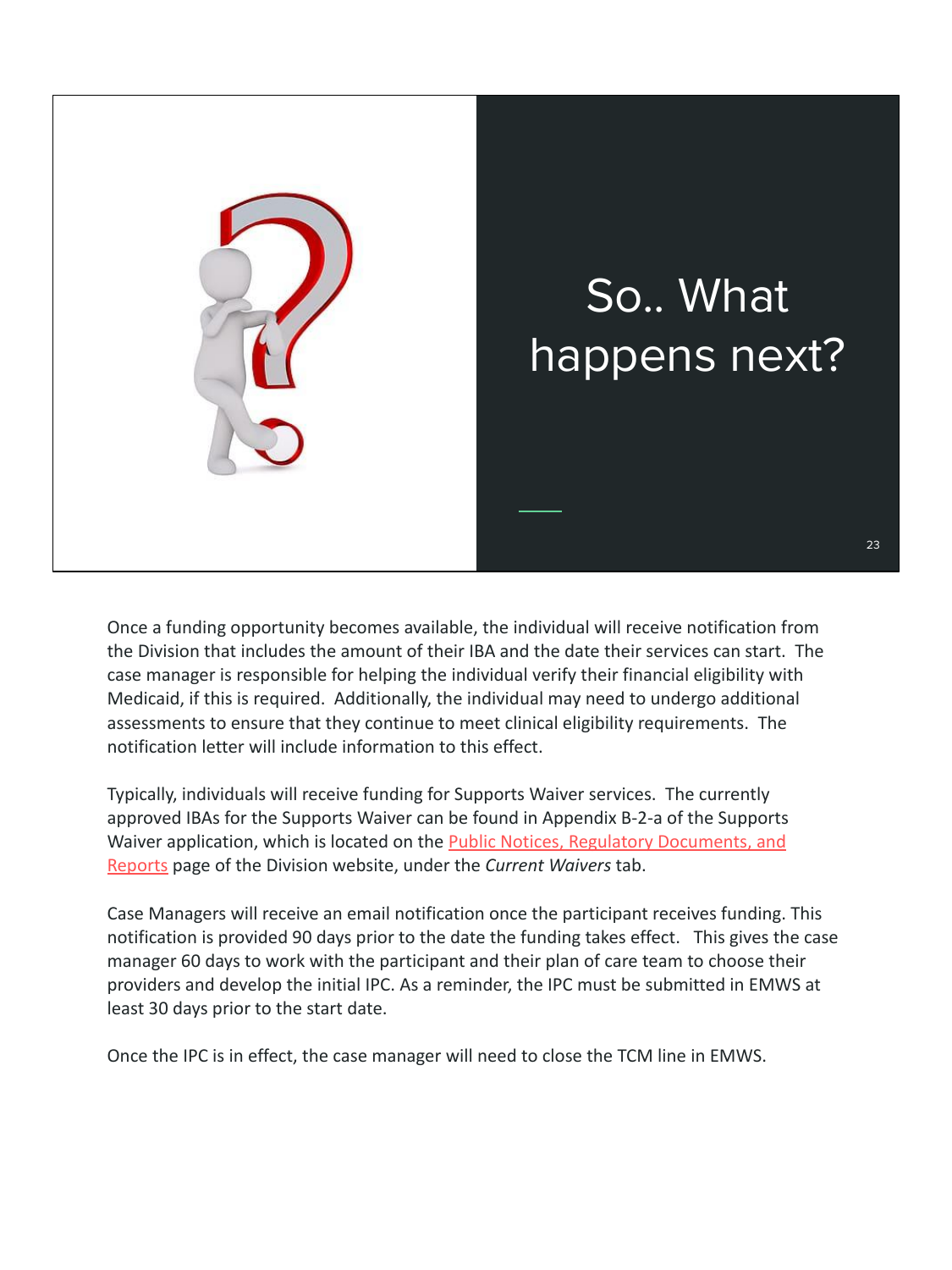# So.. What happens next?

Once a funding opportunity becomes available, the individual will receive notification from the Division that includes the amount of their IBA and the date their services can start. The case manager is responsible for helping the individual verify their financial eligibility with Medicaid, if this is required. Additionally, the individual may need to undergo additional assessments to ensure that they continue to meet clinical eligibility requirements. The notification letter will include information to this effect.

Typically, individuals will receive funding for Supports Waiver services. The currently approved IBAs for the Supports Waiver can be found in Appendix B-2-a of the Supports Waiver application, which is located on the Public Notices, Regulatory Documents, and Reports page of the Division website, under the *Current Waivers* tab.

Case Managers will receive an email notification once the participant receives funding. This notification is provided 90 days prior to the date the funding takes effect. This gives the case manager 60 days to work with the participant and their plan of care team to choose their providers and develop the initial IPC. As a reminder, the IPC must be submitted in EMWS at least 30 days prior to the start date.

Once the IPC is in effect, the case manager will need to close the TCM line in EMWS.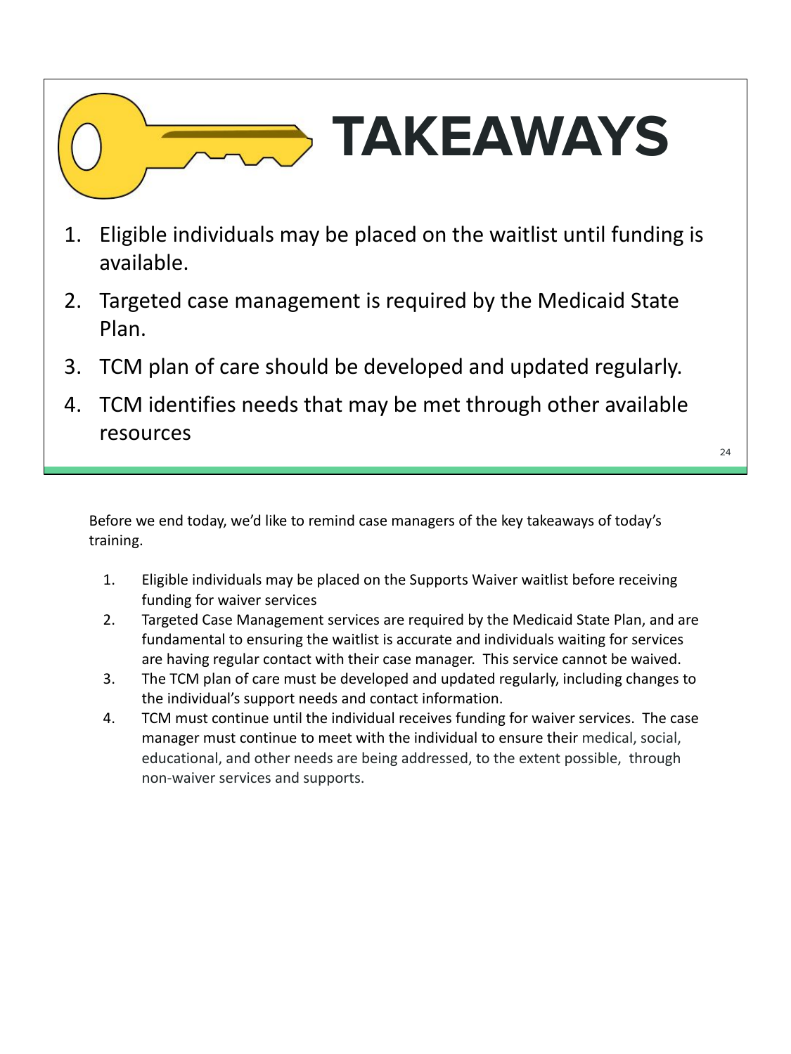# TAKEAWAYS

1. Eligible individuals may be placed on the waitlist until funding is available.
2. Targeted case management is required by the Medicaid State Plan.
3. TCM plan of care should be developed and updated regularly.
4. TCM identifies needs that may be met through other available resources

Before we end today, we'd like to remind case managers of the key takeaways of today's training.

1. Eligible individuals may be placed on the Supports Waiver waitlist before receiving funding for waiver services
2. Targeted Case Management services are required by the Medicaid State Plan, and are fundamental to ensuring the waitlist is accurate and individuals waiting for services are having regular contact with their case manager. This service cannot be waived.
3. The TCM plan of care must be developed and updated regularly, including changes to the individual's support needs and contact information.
4. TCM must continue until the individual receives funding for waiver services. The case manager must continue to meet with the individual to ensure their medical, social, educational, and other needs are being addressed, to the extent possible, through non-waiver services and supports.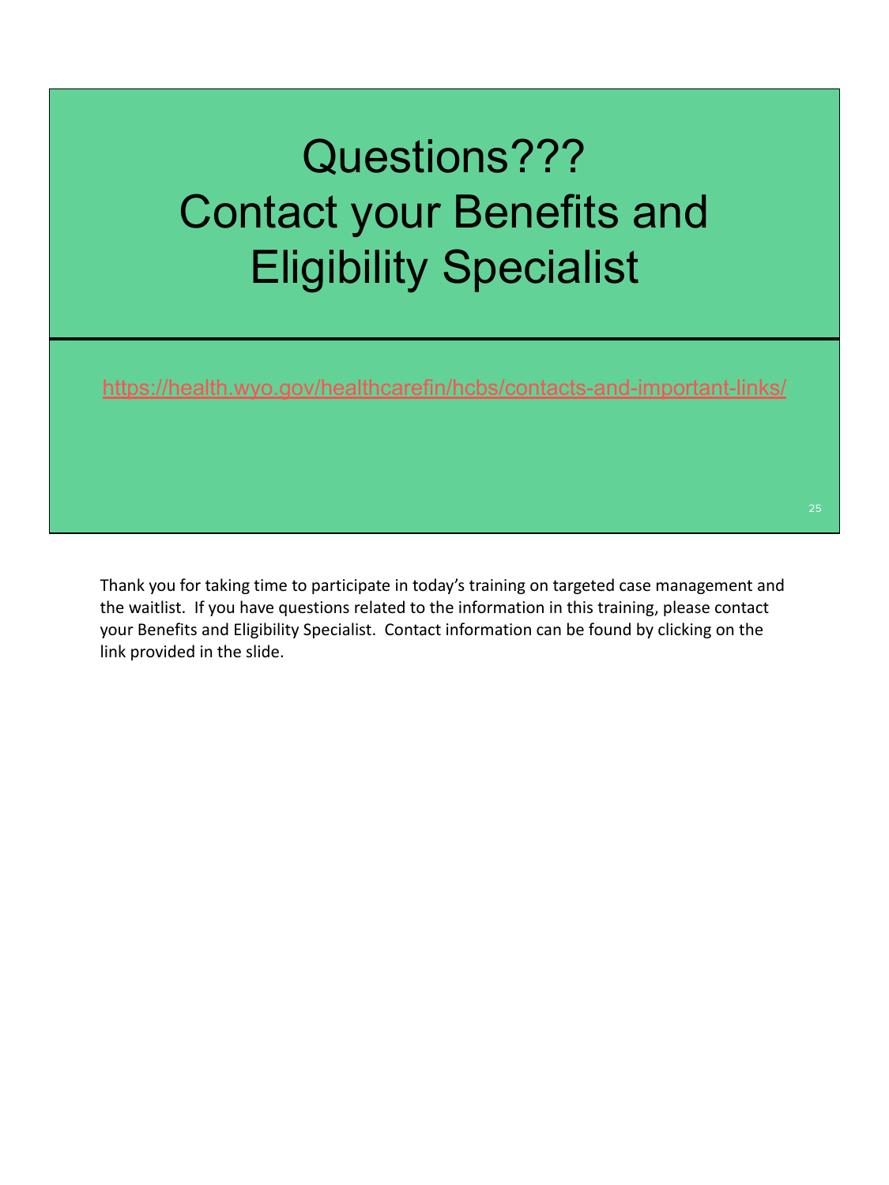# Questions???
# Contact your Benefits and Eligibility Specialist

https://health.wyo.gov/healthcarefin/hcbs/contacts-and-important-links/

Thank you for taking time to participate in today's training on targeted case management and the waitlist. If you have questions related to the information in this training, please contact your Benefits and Eligibility Specialist. Contact information can be found by clicking on the link provided in the slide.